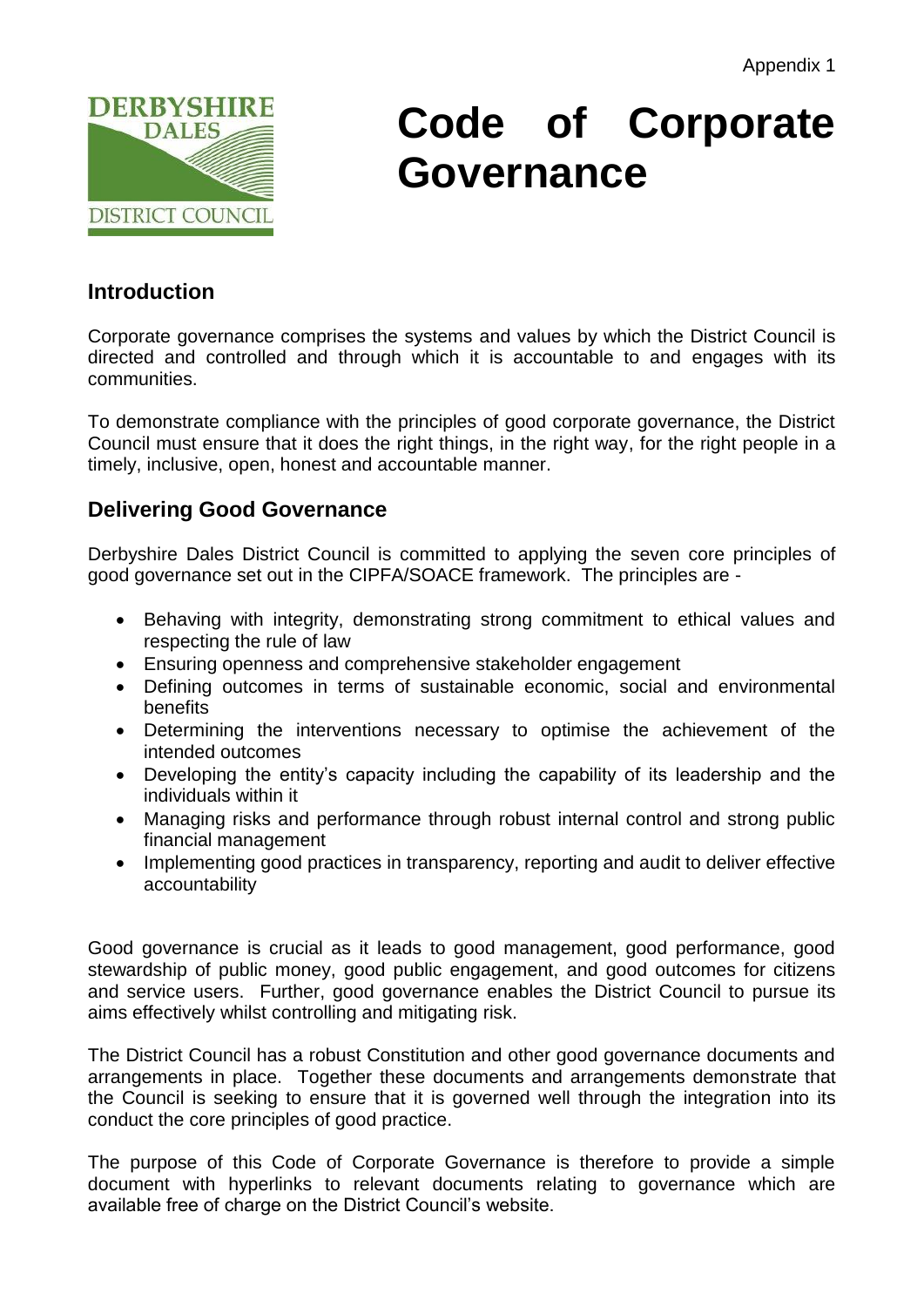Appendix 1

# Code of Corporate Governance

## Introduction

Corporate governance comprises the systems and values by which the District Council is directed and controlled and through which it is accountable to and engages with its communities.

To demonstrate compliance with the principles of good corporate governance, the District Council must ensure that it does the right things, in the right way, for the right people in a timely, inclusive, open, honest and accountable manner.

## Delivering Good Governance

Derbyshire Dales District Council is committed to applying the seven core principles of good governance set out in the CIPFA/SOACE framework. The principles are -

- Behaving with integrity, demonstrating strong commitment to ethical values and respecting the rule of law
- Ensuring openness and comprehensive stakeholder engagement
- Defining outcomes in terms of sustainable economic, social and environmental benefits
- Determining the interventions necessary to optimise the achievement of the intended outcomes
- Developing the entity's capacity including the capability of its leadership and the individuals within it
- Managing risks and performance through robust internal control and strong public financial management
- Implementing good practices in transparency, reporting and audit to deliver effective accountability

Good governance is crucial as it leads to good management, good performance, good stewardship of public money, good public engagement, and good outcomes for citizens and service users. Further, good governance enables the District Council to pursue its aims effectively whilst controlling and mitigating risk.

The District Council has a robust Constitution and other good governance documents and arrangements in place. Together these documents and arrangements demonstrate that the Council is seeking to ensure that it is governed well through the integration into its conduct the core principles of good practice.

The purpose of this Code of Corporate Governance is therefore to provide a simple document with hyperlinks to relevant documents relating to governance which are available free of charge on the District Council's website.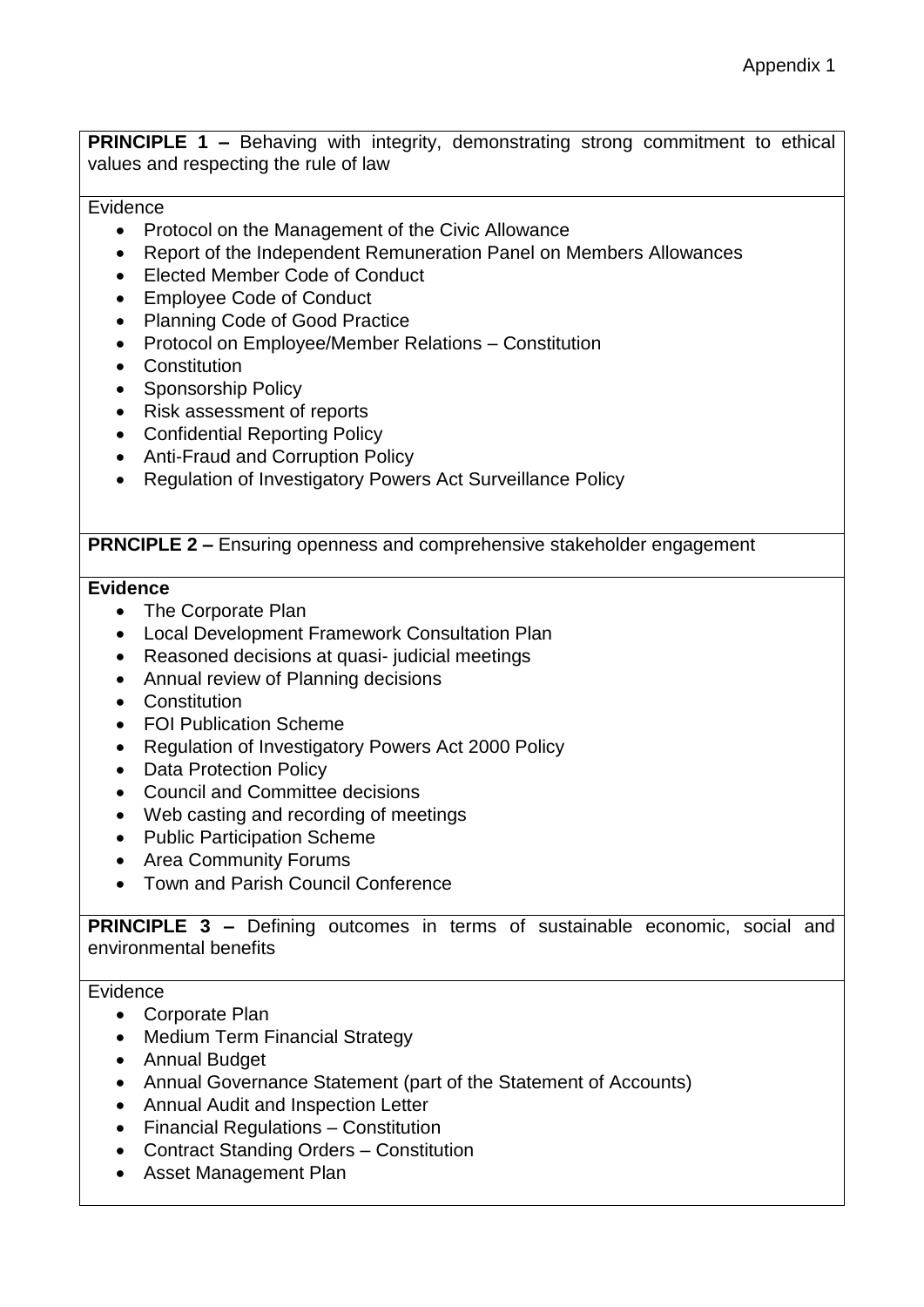Appendix 1

**PRINCIPLE 1 –** Behaving with integrity, demonstrating strong commitment to ethical values and respecting the rule of law

Evidence

- Protocol on the Management of the Civic Allowance
- Report of the Independent Remuneration Panel on Members Allowances
- Elected Member Code of Conduct
- Employee Code of Conduct
- Planning Code of Good Practice
- Protocol on Employee/Member Relations – Constitution
- Constitution
- Sponsorship Policy
- Risk assessment of reports
- Confidential Reporting Policy
- Anti-Fraud and Corruption Policy
- Regulation of Investigatory Powers Act Surveillance Policy

**PRNCIPLE 2 –** Ensuring openness and comprehensive stakeholder engagement

**Evidence**

- The Corporate Plan
- Local Development Framework Consultation Plan
- Reasoned decisions at quasi- judicial meetings
- Annual review of Planning decisions
- Constitution
- FOI Publication Scheme
- Regulation of Investigatory Powers Act 2000 Policy
- Data Protection Policy
- Council and Committee decisions
- Web casting and recording of meetings
- Public Participation Scheme
- Area Community Forums
- Town and Parish Council Conference

**PRINCIPLE 3 –** Defining outcomes in terms of sustainable economic, social and environmental benefits

Evidence

- Corporate Plan
- Medium Term Financial Strategy
- Annual Budget
- Annual Governance Statement (part of the Statement of Accounts)
- Annual Audit and Inspection Letter
- Financial Regulations – Constitution
- Contract Standing Orders – Constitution
- Asset Management Plan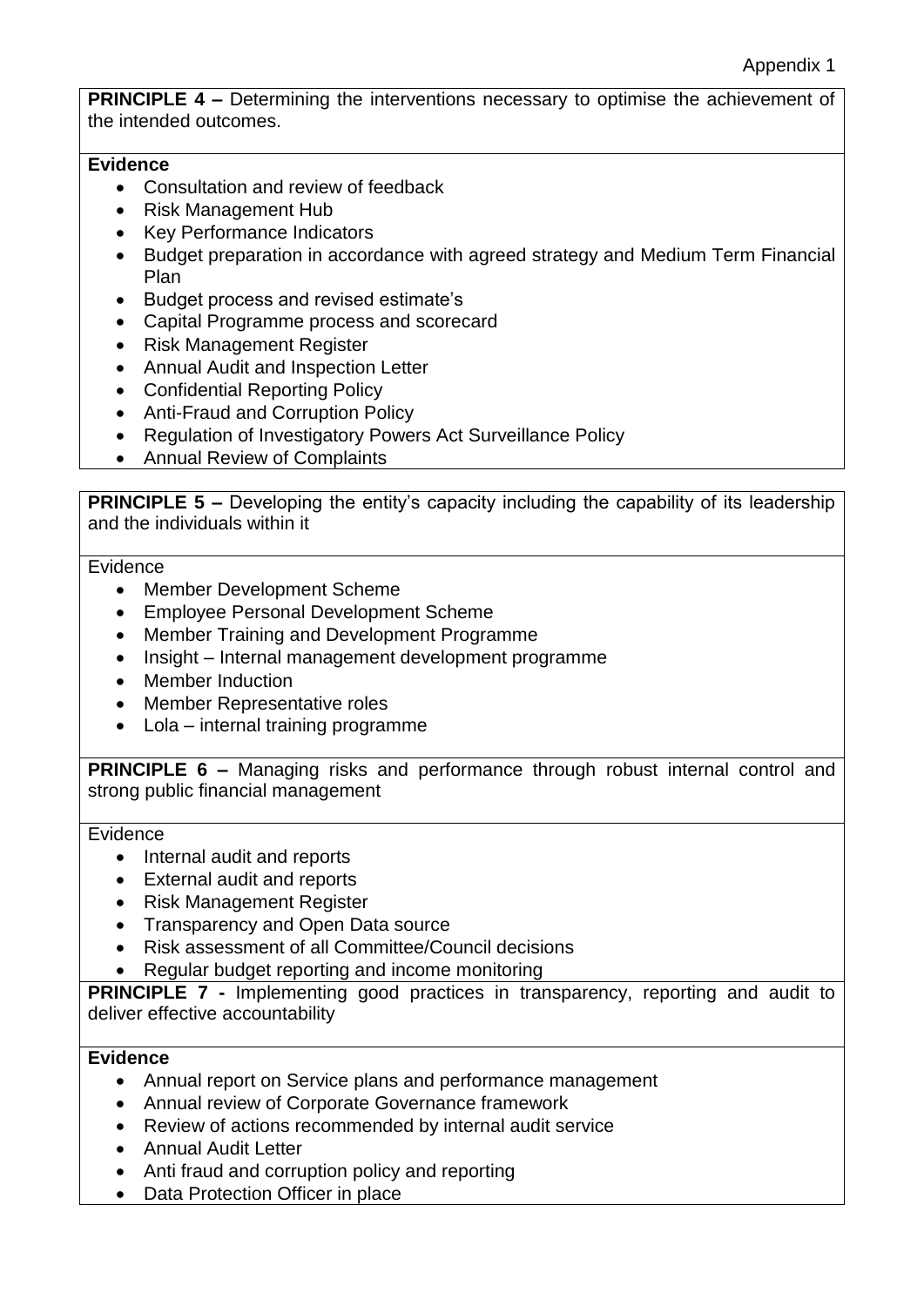Appendix 1

**PRINCIPLE 4 –** Determining the interventions necessary to optimise the achievement of the intended outcomes.

**Evidence**

- Consultation and review of feedback
- Risk Management Hub
- Key Performance Indicators
- Budget preparation in accordance with agreed strategy and Medium Term Financial Plan
- Budget process and revised estimate's
- Capital Programme process and scorecard
- Risk Management Register
- Annual Audit and Inspection Letter
- Confidential Reporting Policy
- Anti-Fraud and Corruption Policy
- Regulation of Investigatory Powers Act Surveillance Policy
- Annual Review of Complaints

**PRINCIPLE 5 –** Developing the entity's capacity including the capability of its leadership and the individuals within it

Evidence

- Member Development Scheme
- Employee Personal Development Scheme
- Member Training and Development Programme
- Insight – Internal management development programme
- Member Induction
- Member Representative roles
- Lola – internal training programme

**PRINCIPLE 6 –** Managing risks and performance through robust internal control and strong public financial management

Evidence

- Internal audit and reports
- External audit and reports
- Risk Management Register
- Transparency and Open Data source
- Risk assessment of all Committee/Council decisions
- Regular budget reporting and income monitoring

**PRINCIPLE 7 -** Implementing good practices in transparency, reporting and audit to deliver effective accountability

**Evidence**

- Annual report on Service plans and performance management
- Annual review of Corporate Governance framework
- Review of actions recommended by internal audit service
- Annual Audit Letter
- Anti fraud and corruption policy and reporting
- Data Protection Officer in place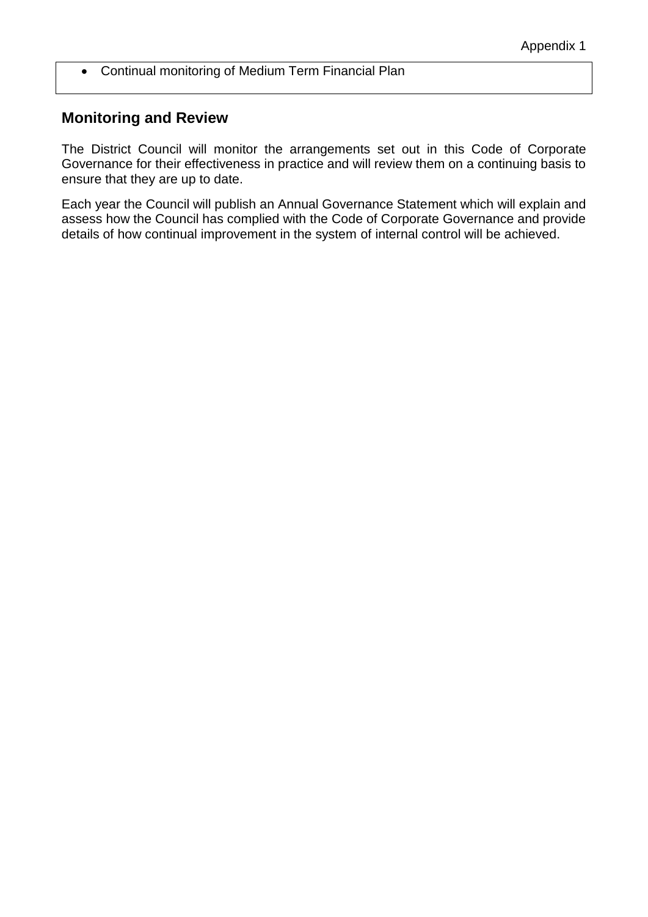- Continual monitoring of Medium Term Financial Plan

## Monitoring and Review

The District Council will monitor the arrangements set out in this Code of Corporate Governance for their effectiveness in practice and will review them on a continuing basis to ensure that they are up to date.

Each year the Council will publish an Annual Governance Statement which will explain and assess how the Council has complied with the Code of Corporate Governance and provide details of how continual improvement in the system of internal control will be achieved.